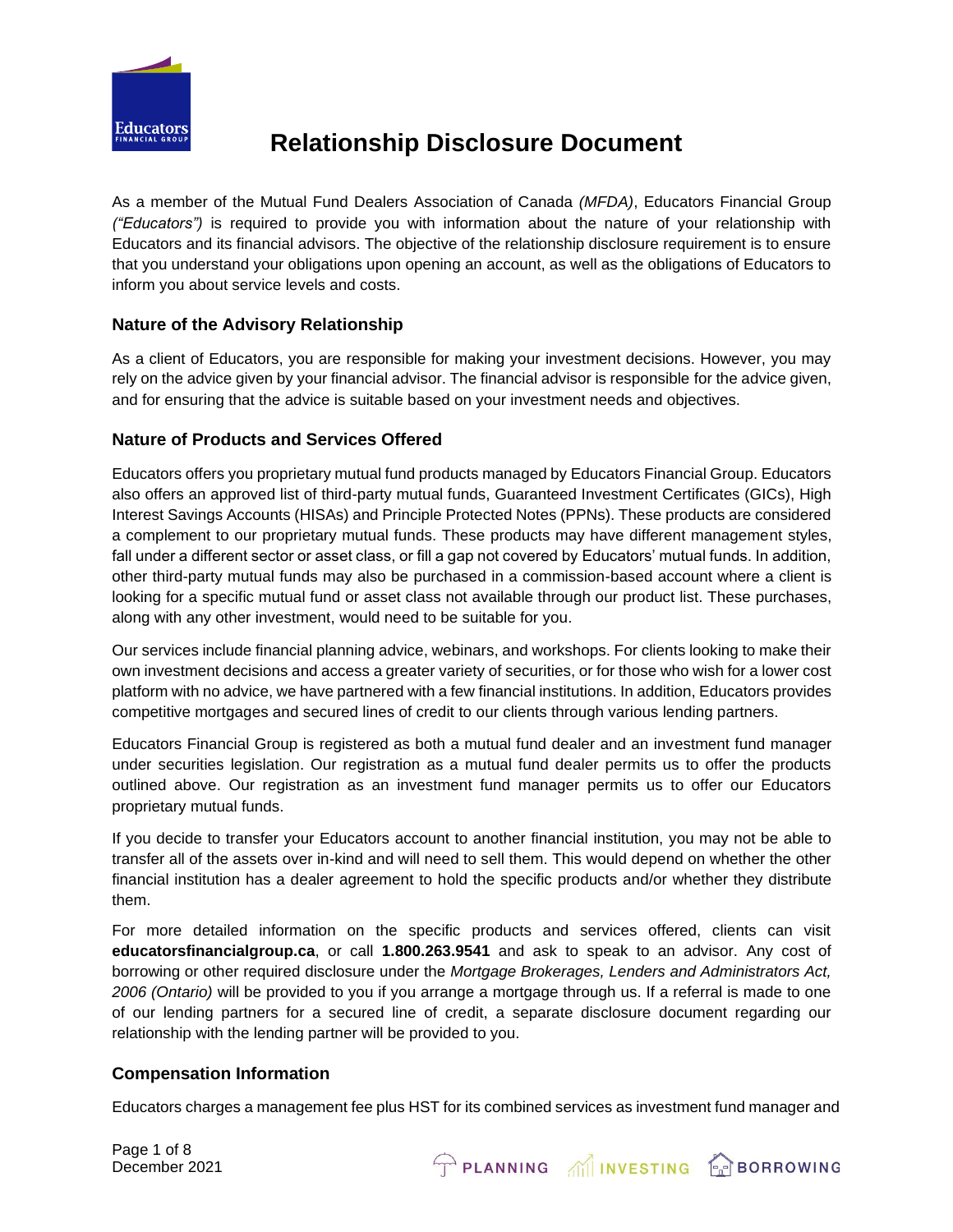# Relationship Disclosure Document

As a member of the Mutual Fund Dealers Association of Canada *(MFDA)*, Educators Financial Group *("Educators")* is required to provide you with information about the nature of your relationship with Educators and its financial advisors. The objective of the relationship disclosure requirement is to ensure that you understand your obligations upon opening an account, as well as the obligations of Educators to inform you about service levels and costs.

## Nature of the Advisory Relationship

As a client of Educators, you are responsible for making your investment decisions. However, you may rely on the advice given by your financial advisor. The financial advisor is responsible for the advice given, and for ensuring that the advice is suitable based on your investment needs and objectives.

## Nature of Products and Services Offered

Educators offers you proprietary mutual fund products managed by Educators Financial Group. Educators also offers an approved list of third-party mutual funds, Guaranteed Investment Certificates (GICs), High Interest Savings Accounts (HISAs) and Principle Protected Notes (PPNs). These products are considered a complement to our proprietary mutual funds. These products may have different management styles, fall under a different sector or asset class, or fill a gap not covered by Educators' mutual funds. In addition, other third-party mutual funds may also be purchased in a commission-based account where a client is looking for a specific mutual fund or asset class not available through our product list. These purchases, along with any other investment, would need to be suitable for you.

Our services include financial planning advice, webinars, and workshops. For clients looking to make their own investment decisions and access a greater variety of securities, or for those who wish for a lower cost platform with no advice, we have partnered with a few financial institutions. In addition, Educators provides competitive mortgages and secured lines of credit to our clients through various lending partners.

Educators Financial Group is registered as both a mutual fund dealer and an investment fund manager under securities legislation. Our registration as a mutual fund dealer permits us to offer the products outlined above. Our registration as an investment fund manager permits us to offer our Educators proprietary mutual funds.

If you decide to transfer your Educators account to another financial institution, you may not be able to transfer all of the assets over in-kind and will need to sell them. This would depend on whether the other financial institution has a dealer agreement to hold the specific products and/or whether they distribute them.

For more detailed information on the specific products and services offered, clients can visit **educatorsfinancialgroup.ca**, or call **1.800.263.9541** and ask to speak to an advisor. Any cost of borrowing or other required disclosure under the *Mortgage Brokerages, Lenders and Administrators Act, 2006 (Ontario)* will be provided to you if you arrange a mortgage through us. If a referral is made to one of our lending partners for a secured line of credit, a separate disclosure document regarding our relationship with the lending partner will be provided to you.

## Compensation Information

Educators charges a management fee plus HST for its combined services as investment fund manager and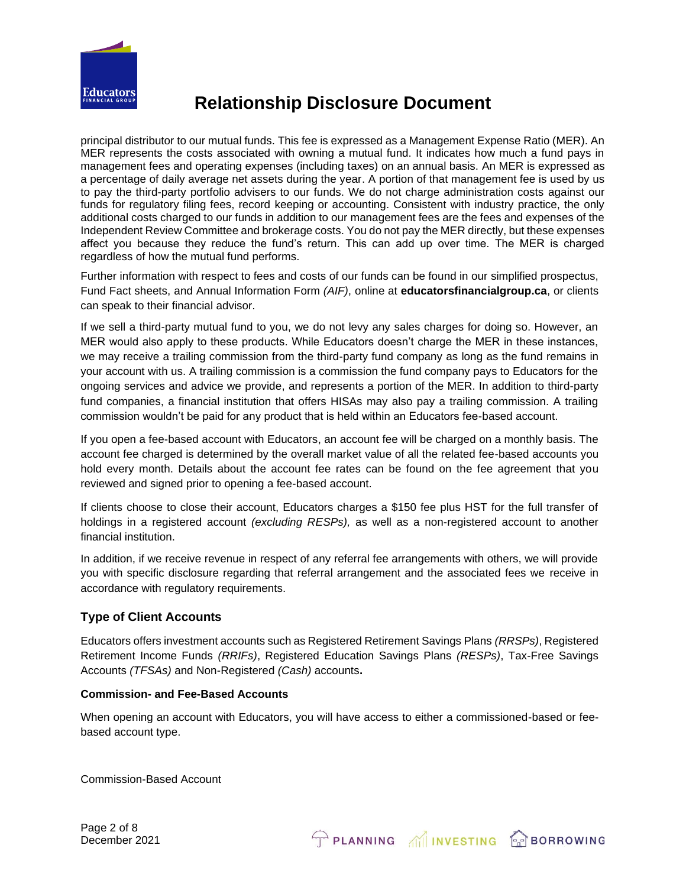principal distributor to our mutual funds. This fee is expressed as a Management Expense Ratio (MER). An MER represents the costs associated with owning a mutual fund. It indicates how much a fund pays in management fees and operating expenses (including taxes) on an annual basis. An MER is expressed as a percentage of daily average net assets during the year. A portion of that management fee is used by us to pay the third-party portfolio advisers to our funds. We do not charge administration costs against our funds for regulatory filing fees, record keeping or accounting. Consistent with industry practice, the only additional costs charged to our funds in addition to our management fees are the fees and expenses of the Independent Review Committee and brokerage costs. You do not pay the MER directly, but these expenses affect you because they reduce the fund's return. This can add up over time. The MER is charged regardless of how the mutual fund performs.

Further information with respect to fees and costs of our funds can be found in our simplified prospectus, Fund Fact sheets, and Annual Information Form *(AIF)*, online at **educatorsfinancialgroup.ca**, or clients can speak to their financial advisor.

If we sell a third-party mutual fund to you, we do not levy any sales charges for doing so. However, an MER would also apply to these products. While Educators doesn't charge the MER in these instances, we may receive a trailing commission from the third-party fund company as long as the fund remains in your account with us. A trailing commission is a commission the fund company pays to Educators for the ongoing services and advice we provide, and represents a portion of the MER. In addition to third-party fund companies, a financial institution that offers HISAs may also pay a trailing commission. A trailing commission wouldn't be paid for any product that is held within an Educators fee-based account.

If you open a fee-based account with Educators, an account fee will be charged on a monthly basis. The account fee charged is determined by the overall market value of all the related fee-based accounts you hold every month. Details about the account fee rates can be found on the fee agreement that you reviewed and signed prior to opening a fee-based account.

If clients choose to close their account, Educators charges a $150 fee plus HST for the full transfer of holdings in a registered account *(excluding RESPs),* as well as a non-registered account to another financial institution.

In addition, if we receive revenue in respect of any referral fee arrangements with others, we will provide you with specific disclosure regarding that referral arrangement and the associated fees we receive in accordance with regulatory requirements.

## Type of Client Accounts

Educators offers investment accounts such as Registered Retirement Savings Plans *(RRSPs)*, Registered Retirement Income Funds *(RRIFs)*, Registered Education Savings Plans *(RESPs)*, Tax-Free Savings Accounts *(TFSAs)* and Non-Registered *(Cash)* accounts**.**

### Commission- and Fee-Based Accounts

When opening an account with Educators, you will have access to either a commissioned-based or fee-based account type.

Commission-Based Account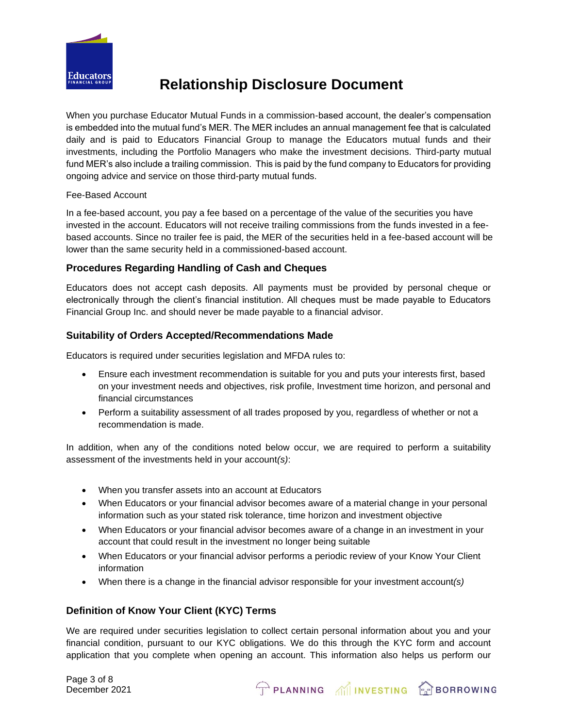# Relationship Disclosure Document

When you purchase Educator Mutual Funds in a commission-based account, the dealer's compensation is embedded into the mutual fund's MER. The MER includes an annual management fee that is calculated daily and is paid to Educators Financial Group to manage the Educators mutual funds and their investments, including the Portfolio Managers who make the investment decisions. Third-party mutual fund MER's also include a trailing commission. This is paid by the fund company to Educators for providing ongoing advice and service on those third-party mutual funds.

Fee-Based Account

In a fee-based account, you pay a fee based on a percentage of the value of the securities you have invested in the account. Educators will not receive trailing commissions from the funds invested in a fee-based accounts. Since no trailer fee is paid, the MER of the securities held in a fee-based account will be lower than the same security held in a commissioned-based account.

### Procedures Regarding Handling of Cash and Cheques

Educators does not accept cash deposits. All payments must be provided by personal cheque or electronically through the client's financial institution. All cheques must be made payable to Educators Financial Group Inc. and should never be made payable to a financial advisor.

### Suitability of Orders Accepted/Recommendations Made

Educators is required under securities legislation and MFDA rules to:

- Ensure each investment recommendation is suitable for you and puts your interests first, based on your investment needs and objectives, risk profile, Investment time horizon, and personal and financial circumstances
- Perform a suitability assessment of all trades proposed by you, regardless of whether or not a recommendation is made.

In addition, when any of the conditions noted below occur, we are required to perform a suitability assessment of the investments held in your account*(s)*:

- When you transfer assets into an account at Educators
- When Educators or your financial advisor becomes aware of a material change in your personal information such as your stated risk tolerance, time horizon and investment objective
- When Educators or your financial advisor becomes aware of a change in an investment in your account that could result in the investment no longer being suitable
- When Educators or your financial advisor performs a periodic review of your Know Your Client information
- When there is a change in the financial advisor responsible for your investment account*(s)*

### Definition of Know Your Client (KYC) Terms

We are required under securities legislation to collect certain personal information about you and your financial condition, pursuant to our KYC obligations. We do this through the KYC form and account application that you complete when opening an account. This information also helps us perform our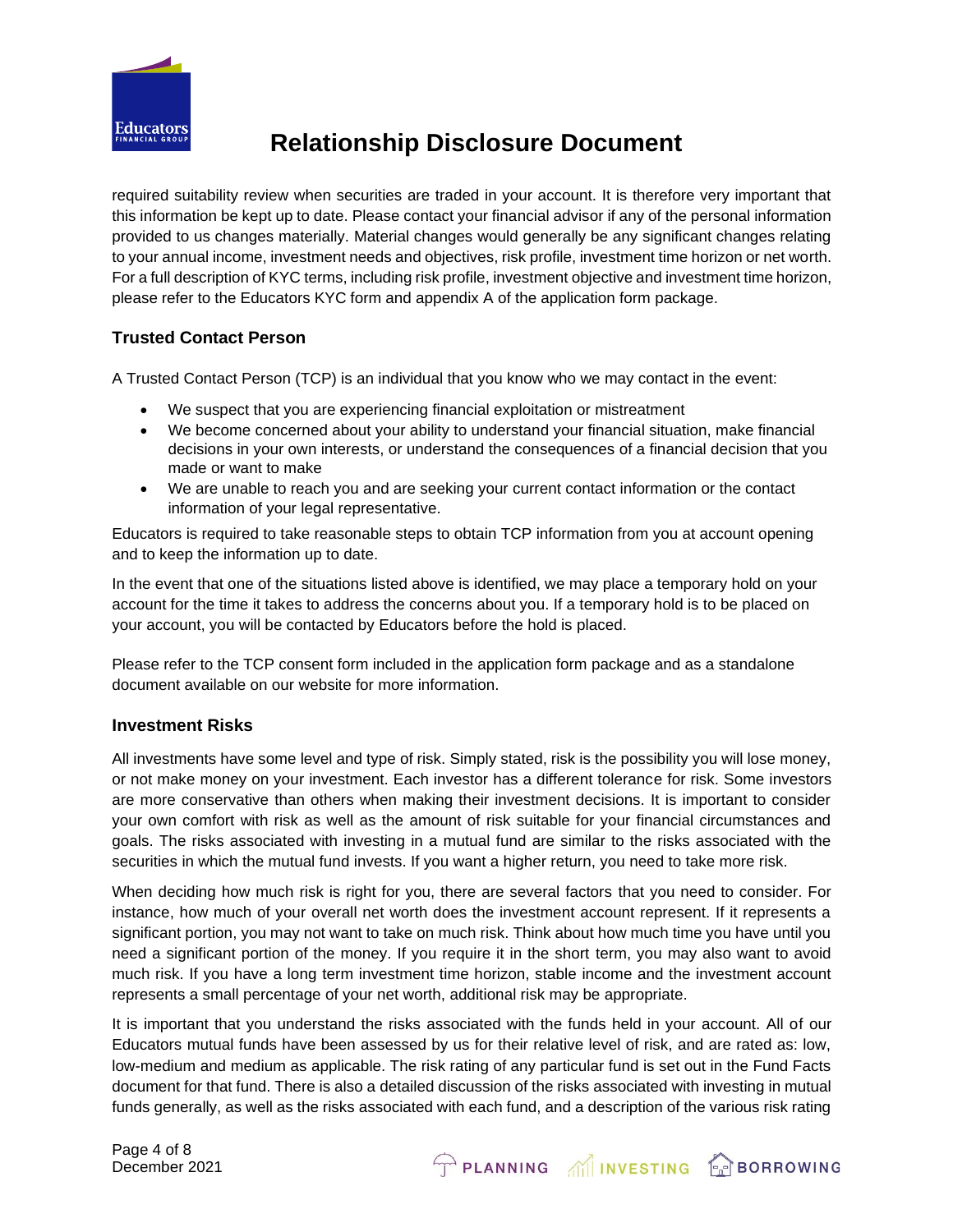required suitability review when securities are traded in your account. It is therefore very important that this information be kept up to date. Please contact your financial advisor if any of the personal information provided to us changes materially. Material changes would generally be any significant changes relating to your annual income, investment needs and objectives, risk profile, investment time horizon or net worth. For a full description of KYC terms, including risk profile, investment objective and investment time horizon, please refer to the Educators KYC form and appendix A of the application form package.

### Trusted Contact Person

A Trusted Contact Person (TCP) is an individual that you know who we may contact in the event:

- We suspect that you are experiencing financial exploitation or mistreatment
- We become concerned about your ability to understand your financial situation, make financial decisions in your own interests, or understand the consequences of a financial decision that you made or want to make
- We are unable to reach you and are seeking your current contact information or the contact information of your legal representative.

Educators is required to take reasonable steps to obtain TCP information from you at account opening and to keep the information up to date.

In the event that one of the situations listed above is identified, we may place a temporary hold on your account for the time it takes to address the concerns about you. If a temporary hold is to be placed on your account, you will be contacted by Educators before the hold is placed.

Please refer to the TCP consent form included in the application form package and as a standalone document available on our website for more information.

### Investment Risks

All investments have some level and type of risk. Simply stated, risk is the possibility you will lose money, or not make money on your investment. Each investor has a different tolerance for risk. Some investors are more conservative than others when making their investment decisions. It is important to consider your own comfort with risk as well as the amount of risk suitable for your financial circumstances and goals. The risks associated with investing in a mutual fund are similar to the risks associated with the securities in which the mutual fund invests. If you want a higher return, you need to take more risk.

When deciding how much risk is right for you, there are several factors that you need to consider. For instance, how much of your overall net worth does the investment account represent. If it represents a significant portion, you may not want to take on much risk. Think about how much time you have until you need a significant portion of the money. If you require it in the short term, you may also want to avoid much risk. If you have a long term investment time horizon, stable income and the investment account represents a small percentage of your net worth, additional risk may be appropriate.

It is important that you understand the risks associated with the funds held in your account. All of our Educators mutual funds have been assessed by us for their relative level of risk, and are rated as: low, low-medium and medium as applicable. The risk rating of any particular fund is set out in the Fund Facts document for that fund. There is also a detailed discussion of the risks associated with investing in mutual funds generally, as well as the risks associated with each fund, and a description of the various risk rating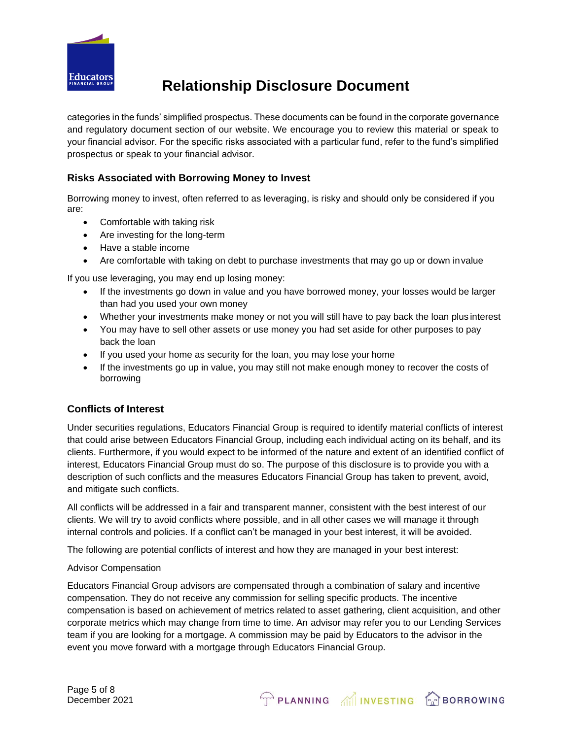categories in the funds' simplified prospectus. These documents can be found in the corporate governance and regulatory document section of our website. We encourage you to review this material or speak to your financial advisor. For the specific risks associated with a particular fund, refer to the fund's simplified prospectus or speak to your financial advisor.

### Risks Associated with Borrowing Money to Invest

Borrowing money to invest, often referred to as leveraging, is risky and should only be considered if you are:

- Comfortable with taking risk
- Are investing for the long-term
- Have a stable income
- Are comfortable with taking on debt to purchase investments that may go up or down in value

If you use leveraging, you may end up losing money:

- If the investments go down in value and you have borrowed money, your losses would be larger than had you used your own money
- Whether your investments make money or not you will still have to pay back the loan plus interest
- You may have to sell other assets or use money you had set aside for other purposes to pay back the loan
- If you used your home as security for the loan, you may lose your home
- If the investments go up in value, you may still not make enough money to recover the costs of borrowing

### Conflicts of Interest

Under securities regulations, Educators Financial Group is required to identify material conflicts of interest that could arise between Educators Financial Group, including each individual acting on its behalf, and its clients. Furthermore, if you would expect to be informed of the nature and extent of an identified conflict of interest, Educators Financial Group must do so. The purpose of this disclosure is to provide you with a description of such conflicts and the measures Educators Financial Group has taken to prevent, avoid, and mitigate such conflicts.

All conflicts will be addressed in a fair and transparent manner, consistent with the best interest of our clients. We will try to avoid conflicts where possible, and in all other cases we will manage it through internal controls and policies. If a conflict can't be managed in your best interest, it will be avoided.

The following are potential conflicts of interest and how they are managed in your best interest:

Advisor Compensation

Educators Financial Group advisors are compensated through a combination of salary and incentive compensation. They do not receive any commission for selling specific products. The incentive compensation is based on achievement of metrics related to asset gathering, client acquisition, and other corporate metrics which may change from time to time. An advisor may refer you to our Lending Services team if you are looking for a mortgage. A commission may be paid by Educators to the advisor in the event you move forward with a mortgage through Educators Financial Group.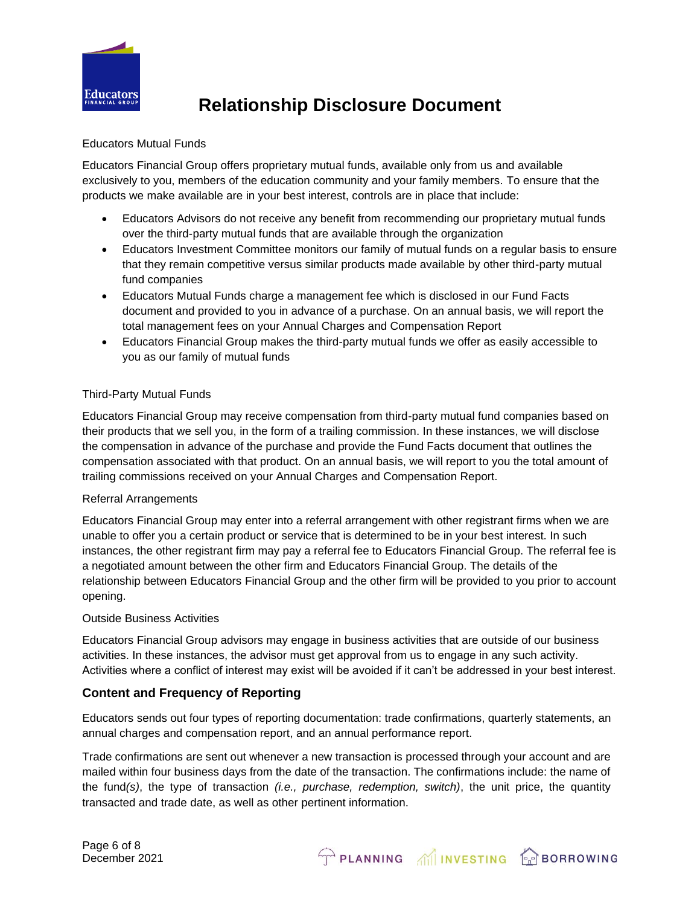Educators Mutual Funds

Educators Financial Group offers proprietary mutual funds, available only from us and available exclusively to you, members of the education community and your family members. To ensure that the products we make available are in your best interest, controls are in place that include:

- Educators Advisors do not receive any benefit from recommending our proprietary mutual funds over the third-party mutual funds that are available through the organization
- Educators Investment Committee monitors our family of mutual funds on a regular basis to ensure that they remain competitive versus similar products made available by other third-party mutual fund companies
- Educators Mutual Funds charge a management fee which is disclosed in our Fund Facts document and provided to you in advance of a purchase. On an annual basis, we will report the total management fees on your Annual Charges and Compensation Report
- Educators Financial Group makes the third-party mutual funds we offer as easily accessible to you as our family of mutual funds

Third-Party Mutual Funds

Educators Financial Group may receive compensation from third-party mutual fund companies based on their products that we sell you, in the form of a trailing commission. In these instances, we will disclose the compensation in advance of the purchase and provide the Fund Facts document that outlines the compensation associated with that product. On an annual basis, we will report to you the total amount of trailing commissions received on your Annual Charges and Compensation Report.

Referral Arrangements

Educators Financial Group may enter into a referral arrangement with other registrant firms when we are unable to offer you a certain product or service that is determined to be in your best interest. In such instances, the other registrant firm may pay a referral fee to Educators Financial Group. The referral fee is a negotiated amount between the other firm and Educators Financial Group. The details of the relationship between Educators Financial Group and the other firm will be provided to you prior to account opening.

Outside Business Activities

Educators Financial Group advisors may engage in business activities that are outside of our business activities. In these instances, the advisor must get approval from us to engage in any such activity. Activities where a conflict of interest may exist will be avoided if it can't be addressed in your best interest.

## Content and Frequency of Reporting

Educators sends out four types of reporting documentation: trade confirmations, quarterly statements, an annual charges and compensation report, and an annual performance report.

Trade confirmations are sent out whenever a new transaction is processed through your account and are mailed within four business days from the date of the transaction. The confirmations include: the name of the fund*(s)*, the type of transaction *(i.e., purchase, redemption, switch)*, the unit price, the quantity transacted and trade date, as well as other pertinent information.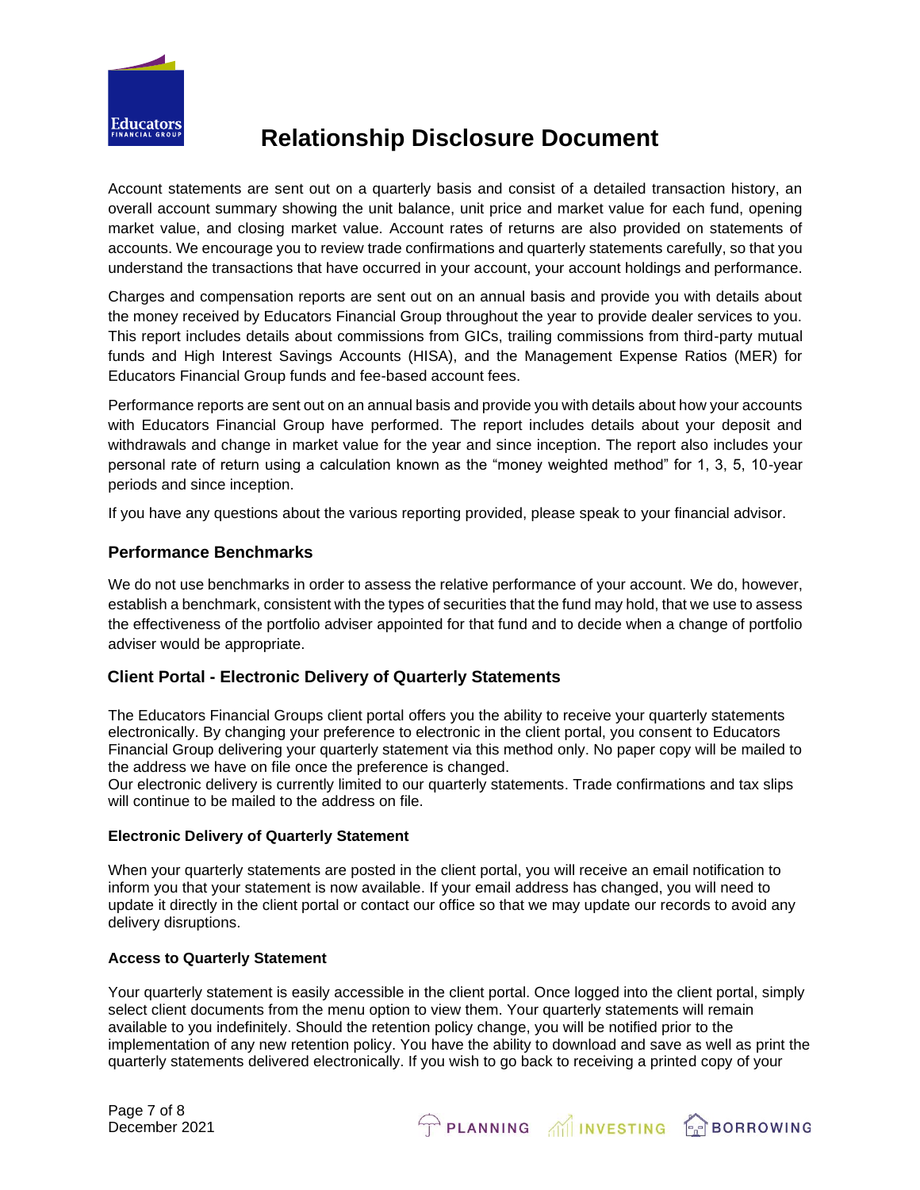Account statements are sent out on a quarterly basis and consist of a detailed transaction history, an overall account summary showing the unit balance, unit price and market value for each fund, opening market value, and closing market value. Account rates of returns are also provided on statements of accounts. We encourage you to review trade confirmations and quarterly statements carefully, so that you understand the transactions that have occurred in your account, your account holdings and performance.

Charges and compensation reports are sent out on an annual basis and provide you with details about the money received by Educators Financial Group throughout the year to provide dealer services to you. This report includes details about commissions from GICs, trailing commissions from third-party mutual funds and High Interest Savings Accounts (HISA), and the Management Expense Ratios (MER) for Educators Financial Group funds and fee-based account fees.

Performance reports are sent out on an annual basis and provide you with details about how your accounts with Educators Financial Group have performed. The report includes details about your deposit and withdrawals and change in market value for the year and since inception. The report also includes your personal rate of return using a calculation known as the "money weighted method" for 1, 3, 5, 10-year periods and since inception.

If you have any questions about the various reporting provided, please speak to your financial advisor.

## Performance Benchmarks

We do not use benchmarks in order to assess the relative performance of your account. We do, however, establish a benchmark, consistent with the types of securities that the fund may hold, that we use to assess the effectiveness of the portfolio adviser appointed for that fund and to decide when a change of portfolio adviser would be appropriate.

## Client Portal - Electronic Delivery of Quarterly Statements

The Educators Financial Groups client portal offers you the ability to receive your quarterly statements electronically. By changing your preference to electronic in the client portal, you consent to Educators Financial Group delivering your quarterly statement via this method only. No paper copy will be mailed to the address we have on file once the preference is changed.
Our electronic delivery is currently limited to our quarterly statements. Trade confirmations and tax slips will continue to be mailed to the address on file.

### Electronic Delivery of Quarterly Statement

When your quarterly statements are posted in the client portal, you will receive an email notification to inform you that your statement is now available. If your email address has changed, you will need to update it directly in the client portal or contact our office so that we may update our records to avoid any delivery disruptions.

### Access to Quarterly Statement

Your quarterly statement is easily accessible in the client portal. Once logged into the client portal, simply select client documents from the menu option to view them. Your quarterly statements will remain available to you indefinitely. Should the retention policy change, you will be notified prior to the implementation of any new retention policy. You have the ability to download and save as well as print the quarterly statements delivered electronically. If you wish to go back to receiving a printed copy of your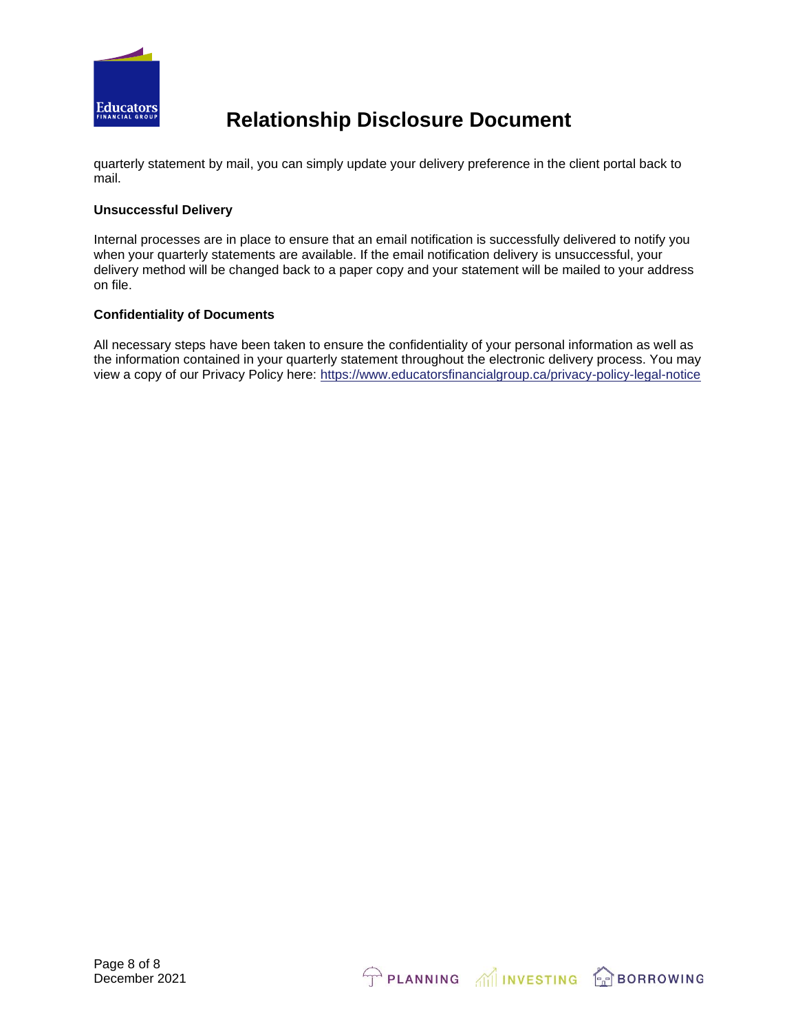quarterly statement by mail, you can simply update your delivery preference in the client portal back to mail.

**Unsuccessful Delivery**

Internal processes are in place to ensure that an email notification is successfully delivered to notify you when your quarterly statements are available. If the email notification delivery is unsuccessful, your delivery method will be changed back to a paper copy and your statement will be mailed to your address on file.

**Confidentiality of Documents**

All necessary steps have been taken to ensure the confidentiality of your personal information as well as the information contained in your quarterly statement throughout the electronic delivery process. You may view a copy of our Privacy Policy here: https://www.educatorsfinancialgroup.ca/privacy-policy-legal-notice